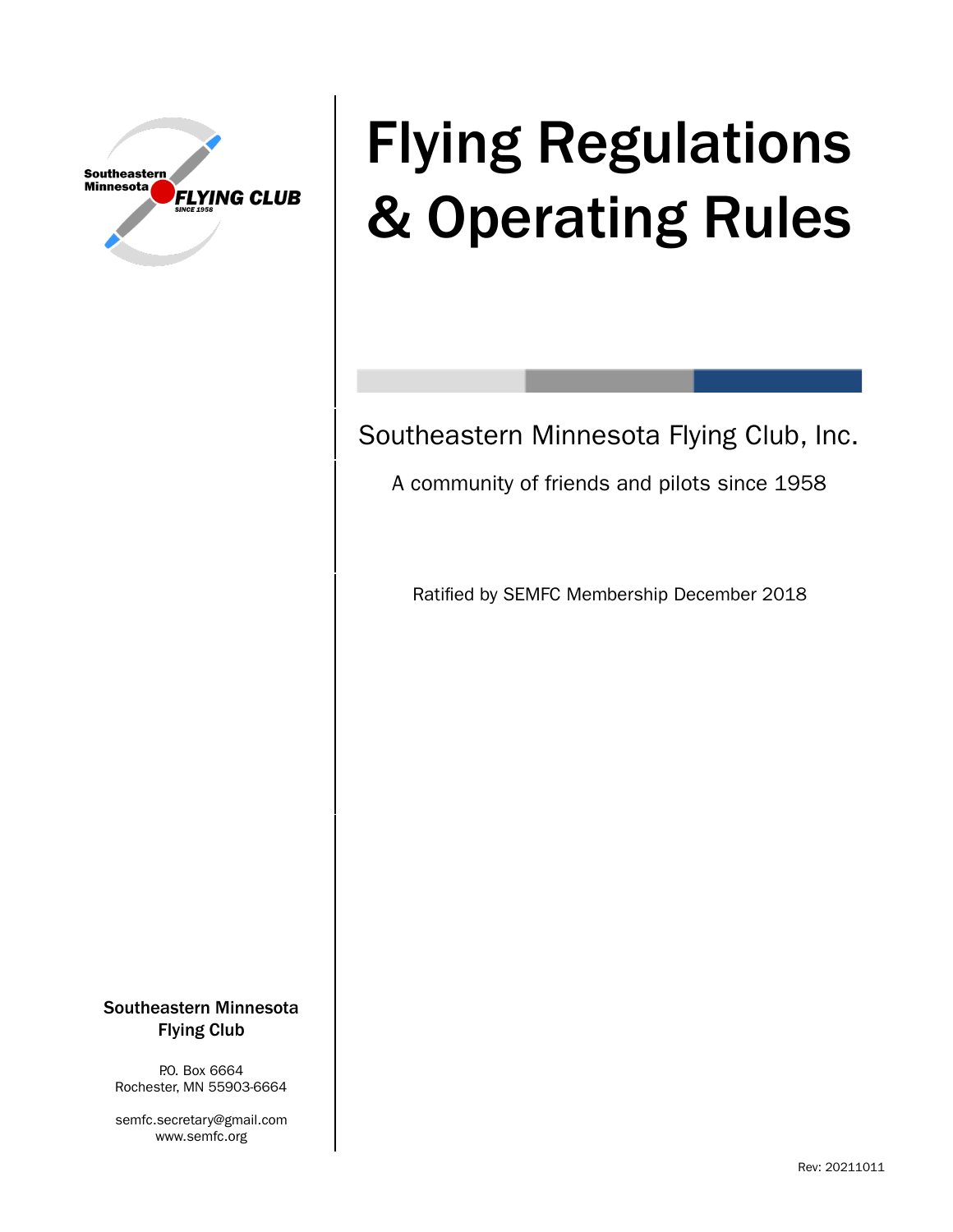# Flying Regulations & Operating Rules

Southeastern Minnesota Flying Club, Inc.

A community of friends and pilots since 1958

Ratified by SEMFC Membership December 2018

**Southeastern Minnesota Flying Club**

P.O. Box 6664
Rochester, MN 55903-6664

semfc.secretary@gmail.com
www.semfc.org

Rev: 20211011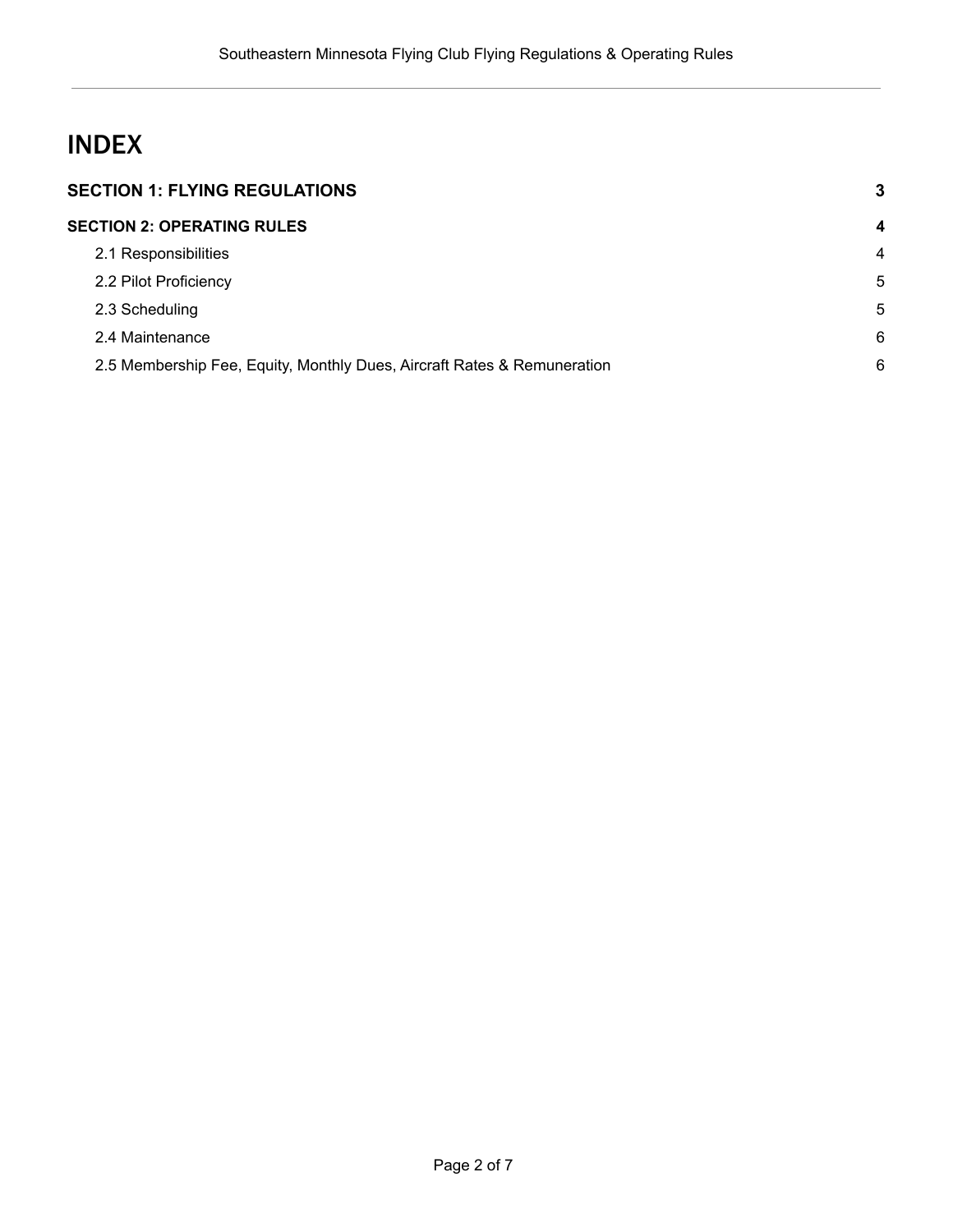# INDEX

| | |
|---|---|
| **SECTION 1: FLYING REGULATIONS** | **3** |
| **SECTION 2: OPERATING RULES** | **4** |
| 2.1 Responsibilities | 4 |
| 2.2 Pilot Proficiency | 5 |
| 2.3 Scheduling | 5 |
| 2.4 Maintenance | 6 |
| 2.5 Membership Fee, Equity, Monthly Dues, Aircraft Rates & Remuneration | 6 |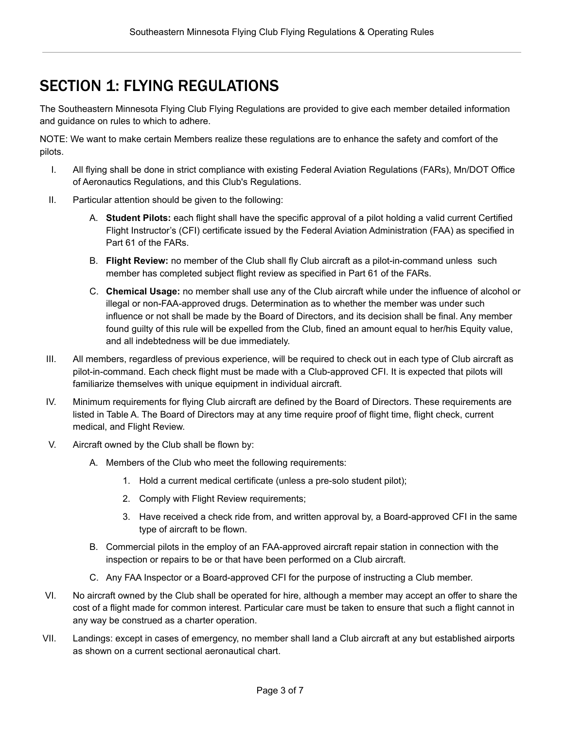# SECTION 1: FLYING REGULATIONS

The Southeastern Minnesota Flying Club Flying Regulations are provided to give each member detailed information and guidance on rules to which to adhere.

NOTE: We want to make certain Members realize these regulations are to enhance the safety and comfort of the pilots.

I. All flying shall be done in strict compliance with existing Federal Aviation Regulations (FARs), Mn/DOT Office of Aeronautics Regulations, and this Club's Regulations.

II. Particular attention should be given to the following:

   A. **Student Pilots:** each flight shall have the specific approval of a pilot holding a valid current Certified Flight Instructor's (CFI) certificate issued by the Federal Aviation Administration (FAA) as specified in Part 61 of the FARs.

   B. **Flight Review:** no member of the Club shall fly Club aircraft as a pilot-in-command unless such member has completed subject flight review as specified in Part 61 of the FARs.

   C. **Chemical Usage:** no member shall use any of the Club aircraft while under the influence of alcohol or illegal or non-FAA-approved drugs. Determination as to whether the member was under such influence or not shall be made by the Board of Directors, and its decision shall be final. Any member found guilty of this rule will be expelled from the Club, fined an amount equal to her/his Equity value, and all indebtedness will be due immediately.

III. All members, regardless of previous experience, will be required to check out in each type of Club aircraft as pilot-in-command. Each check flight must be made with a Club-approved CFI. It is expected that pilots will familiarize themselves with unique equipment in individual aircraft.

IV. Minimum requirements for flying Club aircraft are defined by the Board of Directors. These requirements are listed in Table A. The Board of Directors may at any time require proof of flight time, flight check, current medical, and Flight Review.

V. Aircraft owned by the Club shall be flown by:

   A. Members of the Club who meet the following requirements:

      1. Hold a current medical certificate (unless a pre-solo student pilot);
      2. Comply with Flight Review requirements;
      3. Have received a check ride from, and written approval by, a Board-approved CFI in the same type of aircraft to be flown.

   B. Commercial pilots in the employ of an FAA-approved aircraft repair station in connection with the inspection or repairs to be or that have been performed on a Club aircraft.

   C. Any FAA Inspector or a Board-approved CFI for the purpose of instructing a Club member.

VI. No aircraft owned by the Club shall be operated for hire, although a member may accept an offer to share the cost of a flight made for common interest. Particular care must be taken to ensure that such a flight cannot in any way be construed as a charter operation.

VII. Landings: except in cases of emergency, no member shall land a Club aircraft at any but established airports as shown on a current sectional aeronautical chart.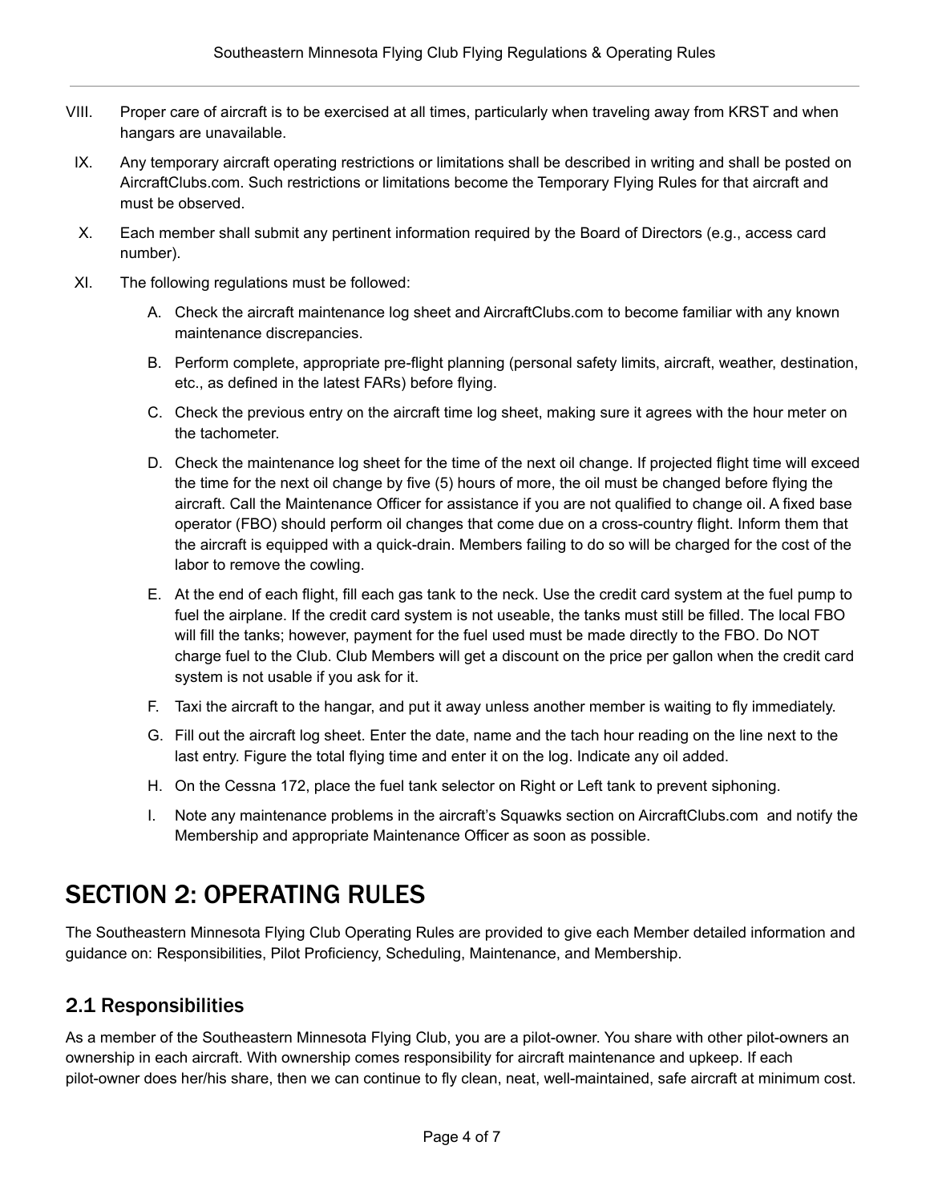VIII. Proper care of aircraft is to be exercised at all times, particularly when traveling away from KRST and when hangars are unavailable.

IX. Any temporary aircraft operating restrictions or limitations shall be described in writing and shall be posted on AircraftClubs.com. Such restrictions or limitations become the Temporary Flying Rules for that aircraft and must be observed.

X. Each member shall submit any pertinent information required by the Board of Directors (e.g., access card number).

XI. The following regulations must be followed:

   A. Check the aircraft maintenance log sheet and AircraftClubs.com to become familiar with any known maintenance discrepancies.

   B. Perform complete, appropriate pre-flight planning (personal safety limits, aircraft, weather, destination, etc., as defined in the latest FARs) before flying.

   C. Check the previous entry on the aircraft time log sheet, making sure it agrees with the hour meter on the tachometer.

   D. Check the maintenance log sheet for the time of the next oil change. If projected flight time will exceed the time for the next oil change by five (5) hours of more, the oil must be changed before flying the aircraft. Call the Maintenance Officer for assistance if you are not qualified to change oil. A fixed base operator (FBO) should perform oil changes that come due on a cross-country flight. Inform them that the aircraft is equipped with a quick-drain. Members failing to do so will be charged for the cost of the labor to remove the cowling.

   E. At the end of each flight, fill each gas tank to the neck. Use the credit card system at the fuel pump to fuel the airplane. If the credit card system is not useable, the tanks must still be filled. The local FBO will fill the tanks; however, payment for the fuel used must be made directly to the FBO. Do NOT charge fuel to the Club. Club Members will get a discount on the price per gallon when the credit card system is not usable if you ask for it.

   F. Taxi the aircraft to the hangar, and put it away unless another member is waiting to fly immediately.

   G. Fill out the aircraft log sheet. Enter the date, name and the tach hour reading on the line next to the last entry. Figure the total flying time and enter it on the log. Indicate any oil added.

   H. On the Cessna 172, place the fuel tank selector on Right or Left tank to prevent siphoning.

   I. Note any maintenance problems in the aircraft's Squawks section on AircraftClubs.com and notify the Membership and appropriate Maintenance Officer as soon as possible.

# SECTION 2: OPERATING RULES

The Southeastern Minnesota Flying Club Operating Rules are provided to give each Member detailed information and guidance on: Responsibilities, Pilot Proficiency, Scheduling, Maintenance, and Membership.

## 2.1 Responsibilities

As a member of the Southeastern Minnesota Flying Club, you are a pilot-owner. You share with other pilot-owners an ownership in each aircraft. With ownership comes responsibility for aircraft maintenance and upkeep. If each pilot-owner does her/his share, then we can continue to fly clean, neat, well-maintained, safe aircraft at minimum cost.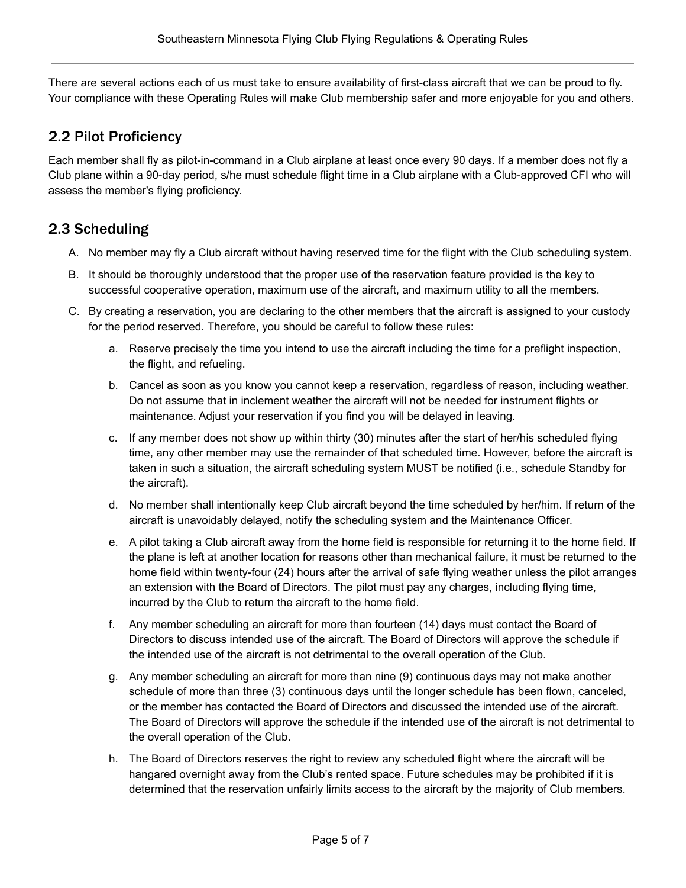There are several actions each of us must take to ensure availability of first-class aircraft that we can be proud to fly. Your compliance with these Operating Rules will make Club membership safer and more enjoyable for you and others.

## 2.2 Pilot Proficiency

Each member shall fly as pilot-in-command in a Club airplane at least once every 90 days. If a member does not fly a Club plane within a 90-day period, s/he must schedule flight time in a Club airplane with a Club-approved CFI who will assess the member's flying proficiency.

## 2.3 Scheduling

A. No member may fly a Club aircraft without having reserved time for the flight with the Club scheduling system.

B. It should be thoroughly understood that the proper use of the reservation feature provided is the key to successful cooperative operation, maximum use of the aircraft, and maximum utility to all the members.

C. By creating a reservation, you are declaring to the other members that the aircraft is assigned to your custody for the period reserved. Therefore, you should be careful to follow these rules:

   a. Reserve precisely the time you intend to use the aircraft including the time for a preflight inspection, the flight, and refueling.

   b. Cancel as soon as you know you cannot keep a reservation, regardless of reason, including weather. Do not assume that in inclement weather the aircraft will not be needed for instrument flights or maintenance. Adjust your reservation if you find you will be delayed in leaving.

   c. If any member does not show up within thirty (30) minutes after the start of her/his scheduled flying time, any other member may use the remainder of that scheduled time. However, before the aircraft is taken in such a situation, the aircraft scheduling system MUST be notified (i.e., schedule Standby for the aircraft).

   d. No member shall intentionally keep Club aircraft beyond the time scheduled by her/him. If return of the aircraft is unavoidably delayed, notify the scheduling system and the Maintenance Officer.

   e. A pilot taking a Club aircraft away from the home field is responsible for returning it to the home field. If the plane is left at another location for reasons other than mechanical failure, it must be returned to the home field within twenty-four (24) hours after the arrival of safe flying weather unless the pilot arranges an extension with the Board of Directors. The pilot must pay any charges, including flying time, incurred by the Club to return the aircraft to the home field.

   f. Any member scheduling an aircraft for more than fourteen (14) days must contact the Board of Directors to discuss intended use of the aircraft. The Board of Directors will approve the schedule if the intended use of the aircraft is not detrimental to the overall operation of the Club.

   g. Any member scheduling an aircraft for more than nine (9) continuous days may not make another schedule of more than three (3) continuous days until the longer schedule has been flown, canceled, or the member has contacted the Board of Directors and discussed the intended use of the aircraft. The Board of Directors will approve the schedule if the intended use of the aircraft is not detrimental to the overall operation of the Club.

   h. The Board of Directors reserves the right to review any scheduled flight where the aircraft will be hangared overnight away from the Club's rented space. Future schedules may be prohibited if it is determined that the reservation unfairly limits access to the aircraft by the majority of Club members.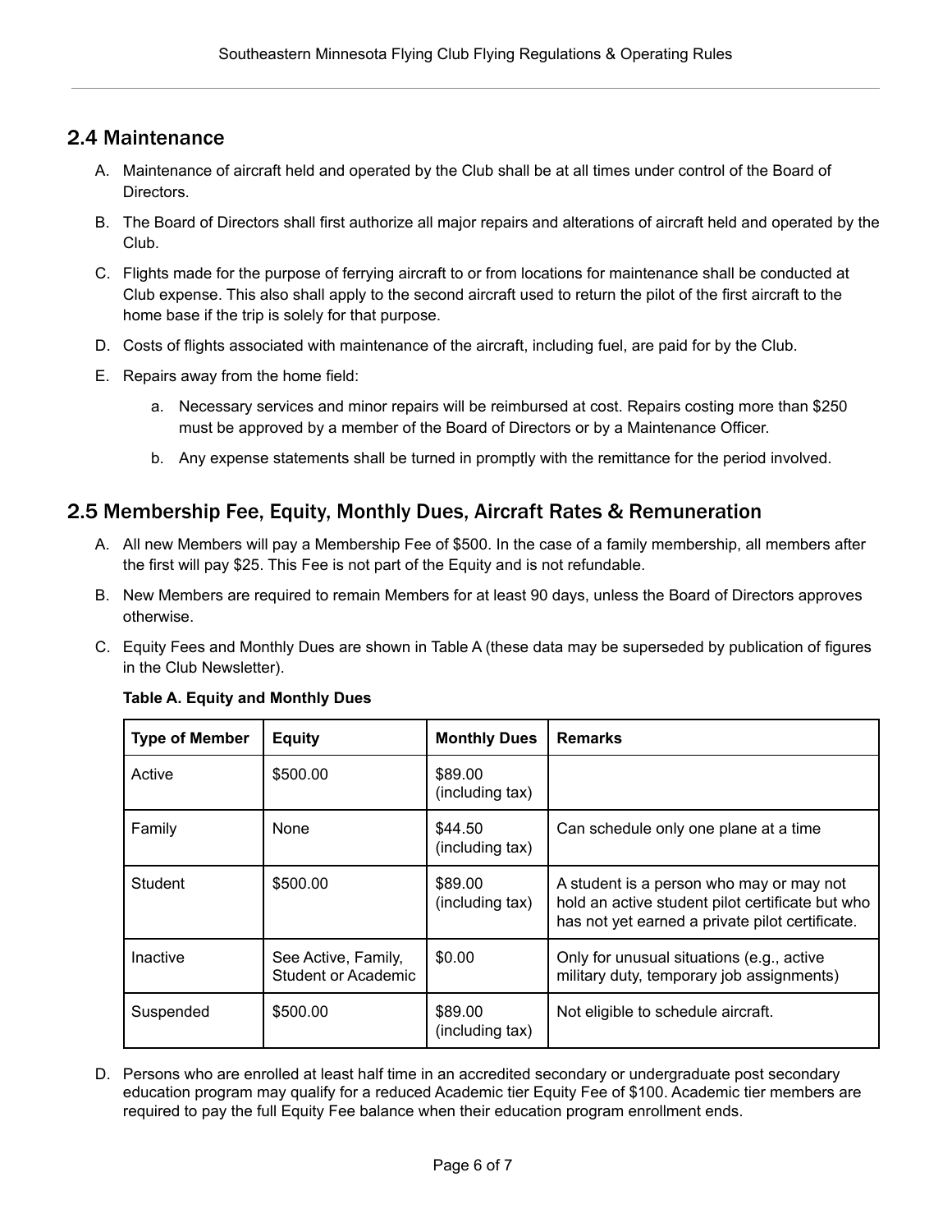## 2.4 Maintenance

A. Maintenance of aircraft held and operated by the Club shall be at all times under control of the Board of Directors.

B. The Board of Directors shall first authorize all major repairs and alterations of aircraft held and operated by the Club.

C. Flights made for the purpose of ferrying aircraft to or from locations for maintenance shall be conducted at Club expense. This also shall apply to the second aircraft used to return the pilot of the first aircraft to the home base if the trip is solely for that purpose.

D. Costs of flights associated with maintenance of the aircraft, including fuel, are paid for by the Club.

E. Repairs away from the home field:

   a. Necessary services and minor repairs will be reimbursed at cost. Repairs costing more than $250 must be approved by a member of the Board of Directors or by a Maintenance Officer.

   b. Any expense statements shall be turned in promptly with the remittance for the period involved.

## 2.5 Membership Fee, Equity, Monthly Dues, Aircraft Rates & Remuneration

A. All new Members will pay a Membership Fee of $500. In the case of a family membership, all members after the first will pay $25. This Fee is not part of the Equity and is not refundable.

B. New Members are required to remain Members for at least 90 days, unless the Board of Directors approves otherwise.

C. Equity Fees and Monthly Dues are shown in Table A (these data may be superseded by publication of figures in the Club Newsletter).

**Table A. Equity and Monthly Dues**

| Type of Member | Equity | Monthly Dues | Remarks |
|---|---|---|---|
| Active | $500.00 | $89.00 (including tax) | |
| Family | None | $44.50 (including tax) | Can schedule only one plane at a time |
| Student | $500.00 | $89.00 (including tax) | A student is a person who may or may not hold an active student pilot certificate but who has not yet earned a private pilot certificate. |
| Inactive | See Active, Family, Student or Academic | $0.00 | Only for unusual situations (e.g., active military duty, temporary job assignments) |
| Suspended | $500.00 | $89.00 (including tax) | Not eligible to schedule aircraft. |

D. Persons who are enrolled at least half time in an accredited secondary or undergraduate post secondary education program may qualify for a reduced Academic tier Equity Fee of $100. Academic tier members are required to pay the full Equity Fee balance when their education program enrollment ends.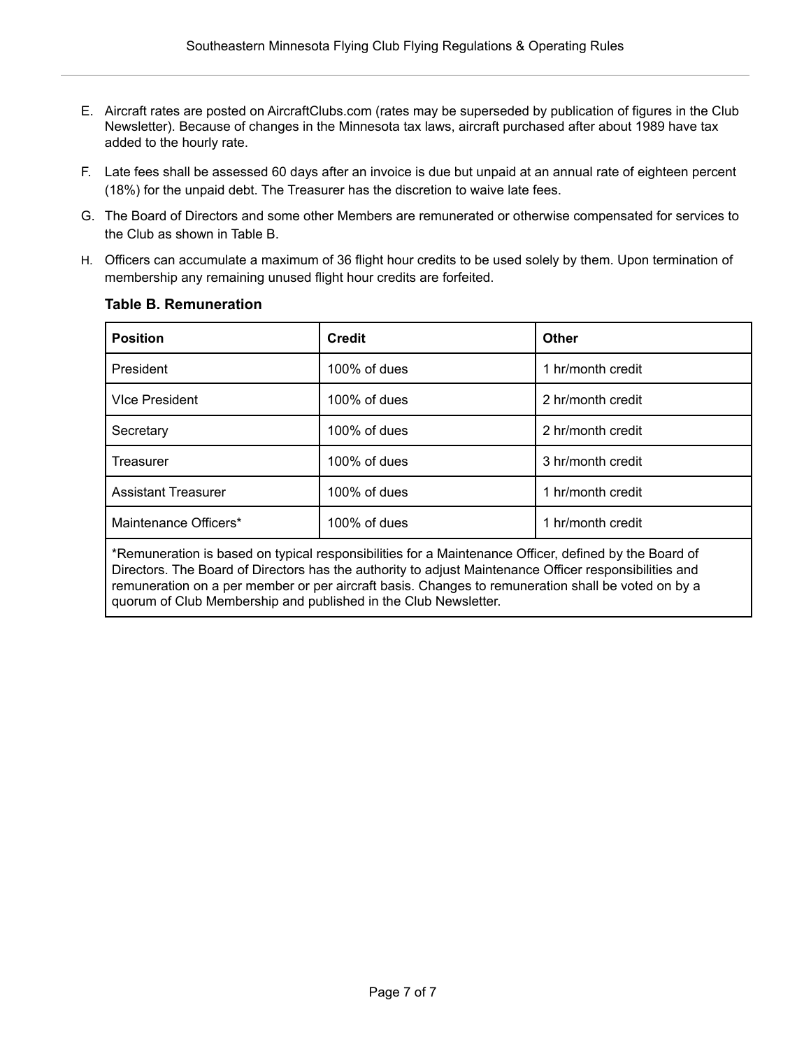E. Aircraft rates are posted on AircraftClubs.com (rates may be superseded by publication of figures in the Club Newsletter). Because of changes in the Minnesota tax laws, aircraft purchased after about 1989 have tax added to the hourly rate.

F. Late fees shall be assessed 60 days after an invoice is due but unpaid at an annual rate of eighteen percent (18%) for the unpaid debt. The Treasurer has the discretion to waive late fees.

G. The Board of Directors and some other Members are remunerated or otherwise compensated for services to the Club as shown in Table B.

H. Officers can accumulate a maximum of 36 flight hour credits to be used solely by them. Upon termination of membership any remaining unused flight hour credits are forfeited.

**Table B. Remuneration**

| Position | Credit | Other |
|---|---|---|
| President | 100% of dues | 1 hr/month credit |
| VIce President | 100% of dues | 2 hr/month credit |
| Secretary | 100% of dues | 2 hr/month credit |
| Treasurer | 100% of dues | 3 hr/month credit |
| Assistant Treasurer | 100% of dues | 1 hr/month credit |
| Maintenance Officers* | 100% of dues | 1 hr/month credit |
| *Remuneration is based on typical responsibilities for a Maintenance Officer, defined by the Board of Directors. The Board of Directors has the authority to adjust Maintenance Officer responsibilities and remuneration on a per member or per aircraft basis. Changes to remuneration shall be voted on by a quorum of Club Membership and published in the Club Newsletter. | | |